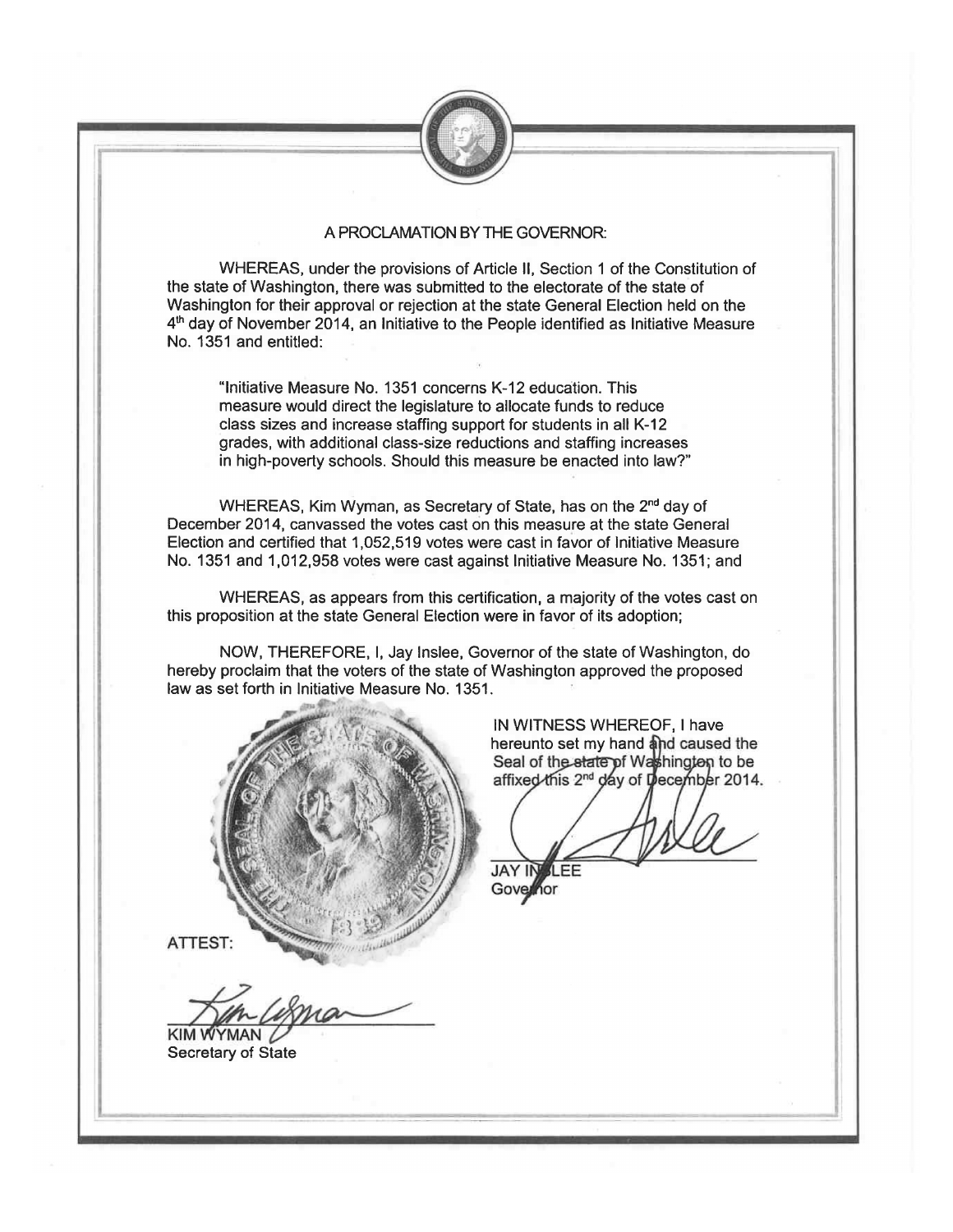## A PROCLAMATION BY THE GOVERNOR:

WHEREAS, under the provisions of Article II, Section 1 of the Constitution of the state of Washington, there was submitted to the electorate of the state of Washington for their approval or rejection at the state General Election held on the 4th day of November 2014, an Initiative to the People identified as Initiative Measure No. 1351 and entitled:

> "Initiative Measure No. 1351 concerns K-12 education. This measure would direct the legislature to allocate funds to reduce class sizes and increase staffing support for students in all K-12 grades, with additional class-size reductions and staffing increases in high-poverty schools. Should this measure be enacted into law?"

WHEREAS, Kim Wyman, as Secretary of State, has on the 2nd day of December 2014, canvassed the votes cast on this measure at the state General Election and certified that 1,052,519 votes were cast in favor of Initiative Measure No. 1351 and 1,012,958 votes were cast against Initiative Measure No. 1351; and

WHEREAS, as appears from this certification, a majority of the votes cast on this proposition at the state General Election were in favor of its adoption;

NOW, THEREFORE, I, Jay Inslee, Governor of the state of Washington, do hereby proclaim that the voters of the state of Washington approved the proposed law as set forth in Initiative Measure No. 1351.

IN WITNESS WHEREOF, I have hereunto set my hand and caused the Seal of the state of Washington to be affixed this 2nd day of December 2014.

JAY INSLEE
Governor

ATTEST:

KIM WYMAN
Secretary of State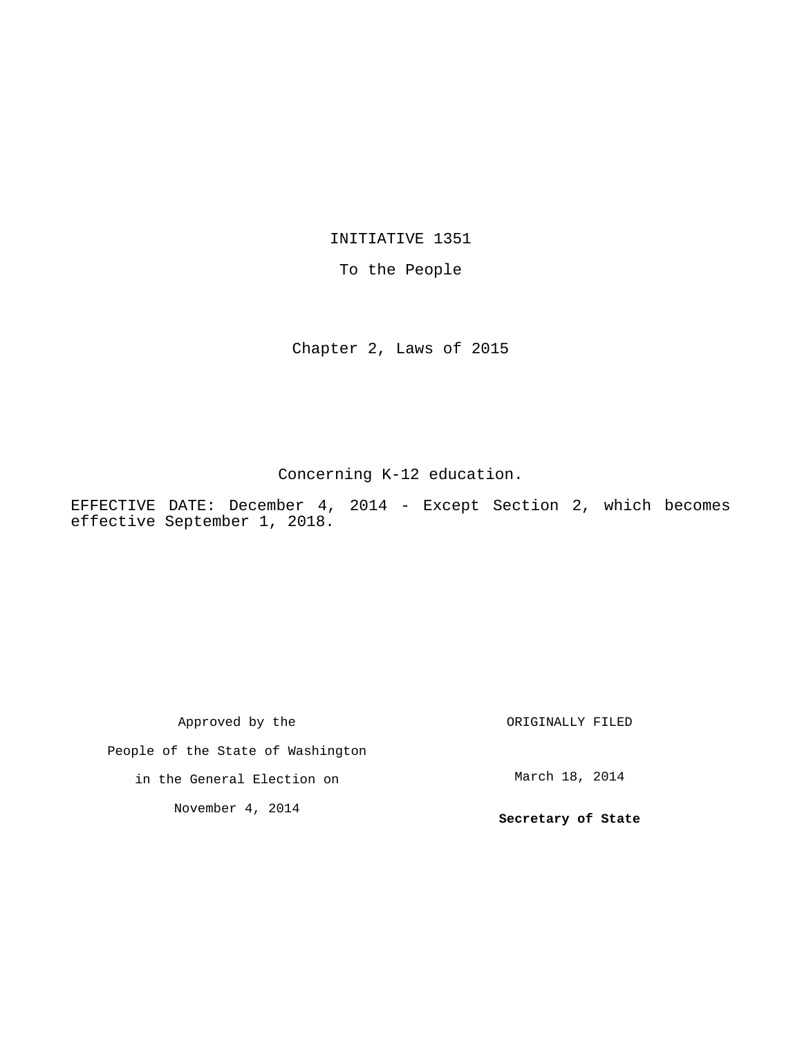# INITIATIVE 1351

To the People

Chapter 2, Laws of 2015

Concerning K-12 education.

EFFECTIVE DATE: December 4, 2014 - Except Section 2, which becomes effective September 1, 2018.

Approved by the People of the State of Washington in the General Election on November 4, 2014

ORIGINALLY FILED

March 18, 2014

**Secretary of State**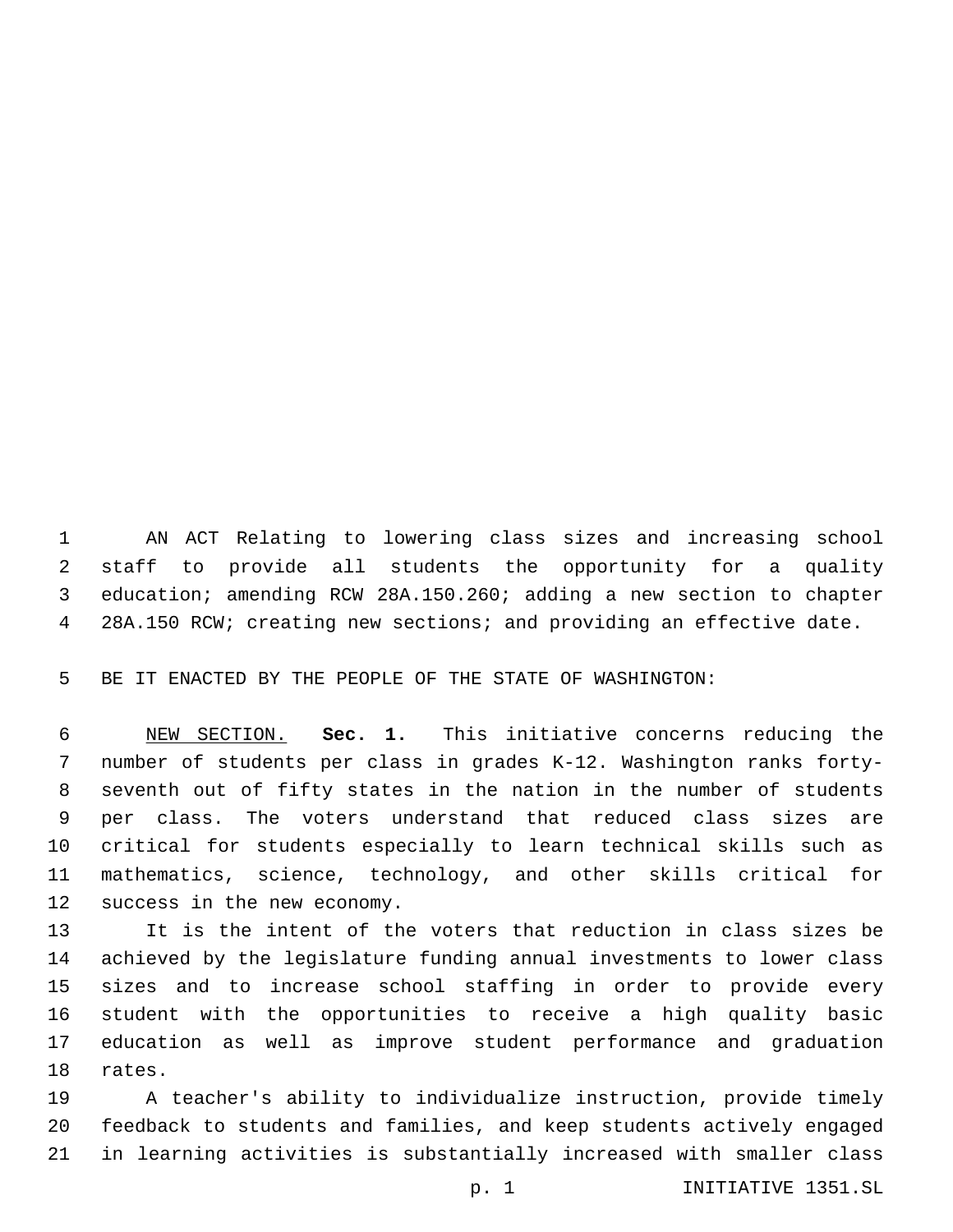AN ACT Relating to lowering class sizes and increasing school staff to provide all students the opportunity for a quality education; amending RCW 28A.150.260; adding a new section to chapter 28A.150 RCW; creating new sections; and providing an effective date.

BE IT ENACTED BY THE PEOPLE OF THE STATE OF WASHINGTON:

NEW SECTION. **Sec. 1.** This initiative concerns reducing the number of students per class in grades K-12. Washington ranks forty-seventh out of fifty states in the nation in the number of students per class. The voters understand that reduced class sizes are critical for students especially to learn technical skills such as mathematics, science, technology, and other skills critical for success in the new economy.

It is the intent of the voters that reduction in class sizes be achieved by the legislature funding annual investments to lower class sizes and to increase school staffing in order to provide every student with the opportunities to receive a high quality basic education as well as improve student performance and graduation rates.

A teacher's ability to individualize instruction, provide timely feedback to students and families, and keep students actively engaged in learning activities is substantially increased with smaller class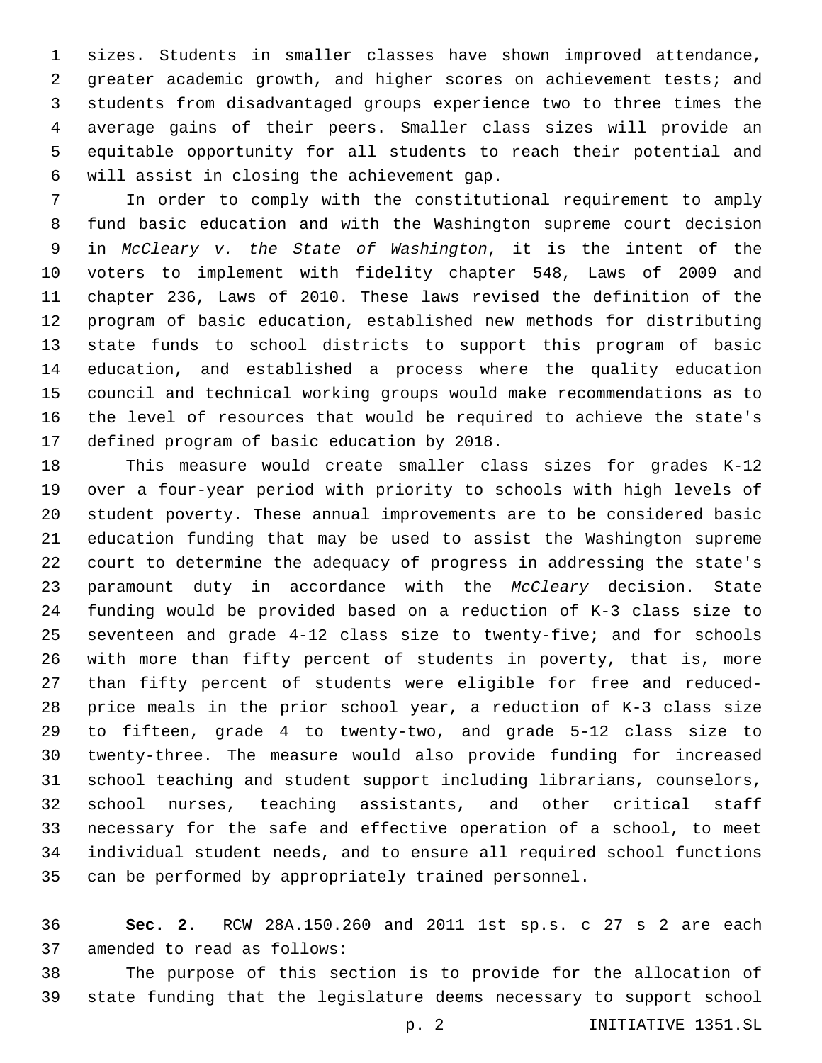sizes. Students in smaller classes have shown improved attendance, greater academic growth, and higher scores on achievement tests; and students from disadvantaged groups experience two to three times the average gains of their peers. Smaller class sizes will provide an equitable opportunity for all students to reach their potential and will assist in closing the achievement gap.

In order to comply with the constitutional requirement to amply fund basic education and with the Washington supreme court decision in *McCleary v. the State of Washington*, it is the intent of the voters to implement with fidelity chapter 548, Laws of 2009 and chapter 236, Laws of 2010. These laws revised the definition of the program of basic education, established new methods for distributing state funds to school districts to support this program of basic education, and established a process where the quality education council and technical working groups would make recommendations as to the level of resources that would be required to achieve the state's defined program of basic education by 2018.

This measure would create smaller class sizes for grades K-12 over a four-year period with priority to schools with high levels of student poverty. These annual improvements are to be considered basic education funding that may be used to assist the Washington supreme court to determine the adequacy of progress in addressing the state's paramount duty in accordance with the *McCleary* decision. State funding would be provided based on a reduction of K-3 class size to seventeen and grade 4-12 class size to twenty-five; and for schools with more than fifty percent of students in poverty, that is, more than fifty percent of students were eligible for free and reduced-price meals in the prior school year, a reduction of K-3 class size to fifteen, grade 4 to twenty-two, and grade 5-12 class size to twenty-three. The measure would also provide funding for increased school teaching and student support including librarians, counselors, school nurses, teaching assistants, and other critical staff necessary for the safe and effective operation of a school, to meet individual student needs, and to ensure all required school functions can be performed by appropriately trained personnel.

**Sec. 2.** RCW 28A.150.260 and 2011 1st sp.s. c 27 s 2 are each amended to read as follows:

The purpose of this section is to provide for the allocation of state funding that the legislature deems necessary to support school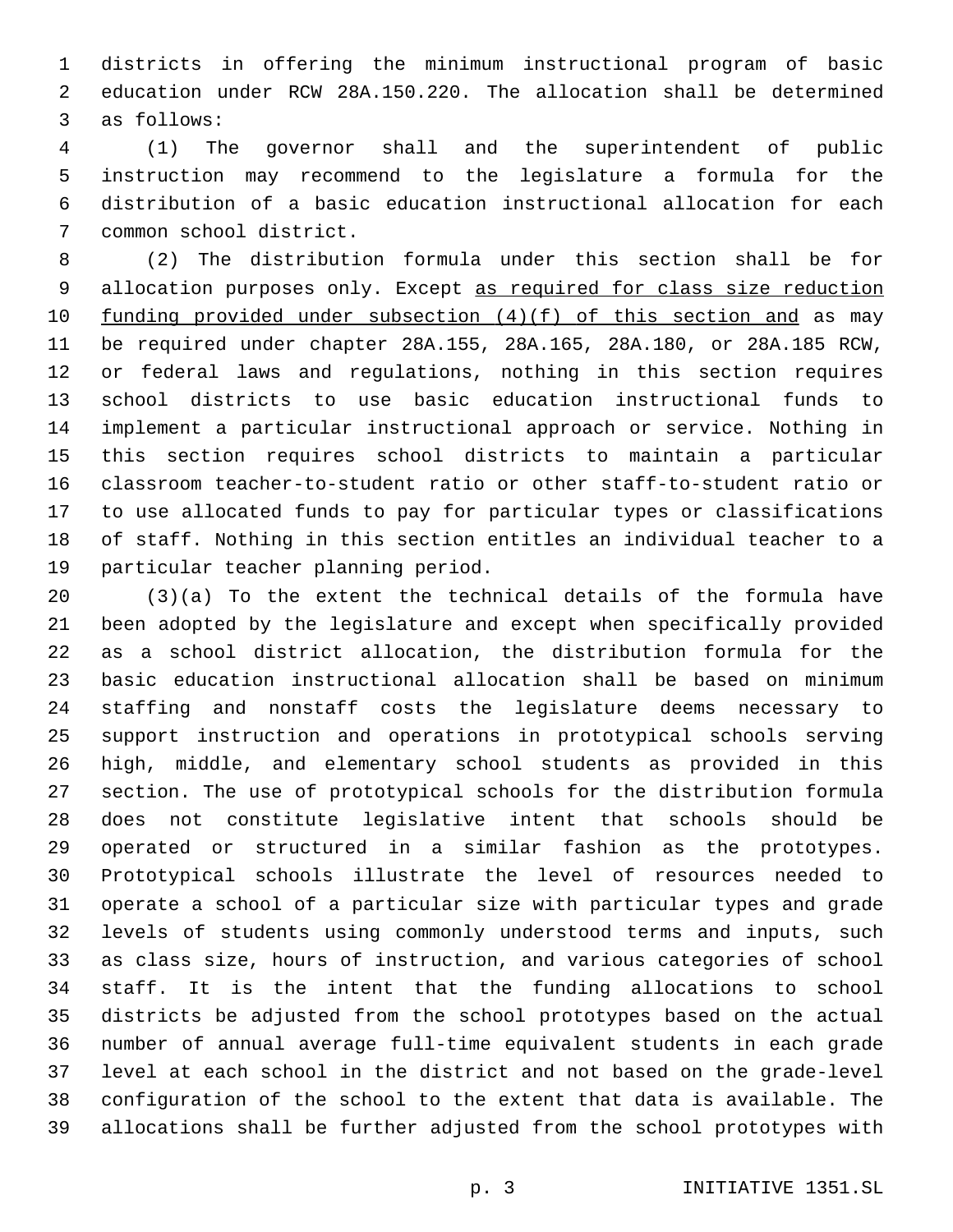districts in offering the minimum instructional program of basic education under RCW 28A.150.220. The allocation shall be determined as follows:

(1) The governor shall and the superintendent of public instruction may recommend to the legislature a formula for the distribution of a basic education instructional allocation for each common school district.

(2) The distribution formula under this section shall be for allocation purposes only. Except <u>as required for class size reduction funding provided under subsection (4)(f) of this section and</u> as may be required under chapter 28A.155, 28A.165, 28A.180, or 28A.185 RCW, or federal laws and regulations, nothing in this section requires school districts to use basic education instructional funds to implement a particular instructional approach or service. Nothing in this section requires school districts to maintain a particular classroom teacher-to-student ratio or other staff-to-student ratio or to use allocated funds to pay for particular types or classifications of staff. Nothing in this section entitles an individual teacher to a particular teacher planning period.

(3)(a) To the extent the technical details of the formula have been adopted by the legislature and except when specifically provided as a school district allocation, the distribution formula for the basic education instructional allocation shall be based on minimum staffing and nonstaff costs the legislature deems necessary to support instruction and operations in prototypical schools serving high, middle, and elementary school students as provided in this section. The use of prototypical schools for the distribution formula does not constitute legislative intent that schools should be operated or structured in a similar fashion as the prototypes. Prototypical schools illustrate the level of resources needed to operate a school of a particular size with particular types and grade levels of students using commonly understood terms and inputs, such as class size, hours of instruction, and various categories of school staff. It is the intent that the funding allocations to school districts be adjusted from the school prototypes based on the actual number of annual average full-time equivalent students in each grade level at each school in the district and not based on the grade-level configuration of the school to the extent that data is available. The allocations shall be further adjusted from the school prototypes with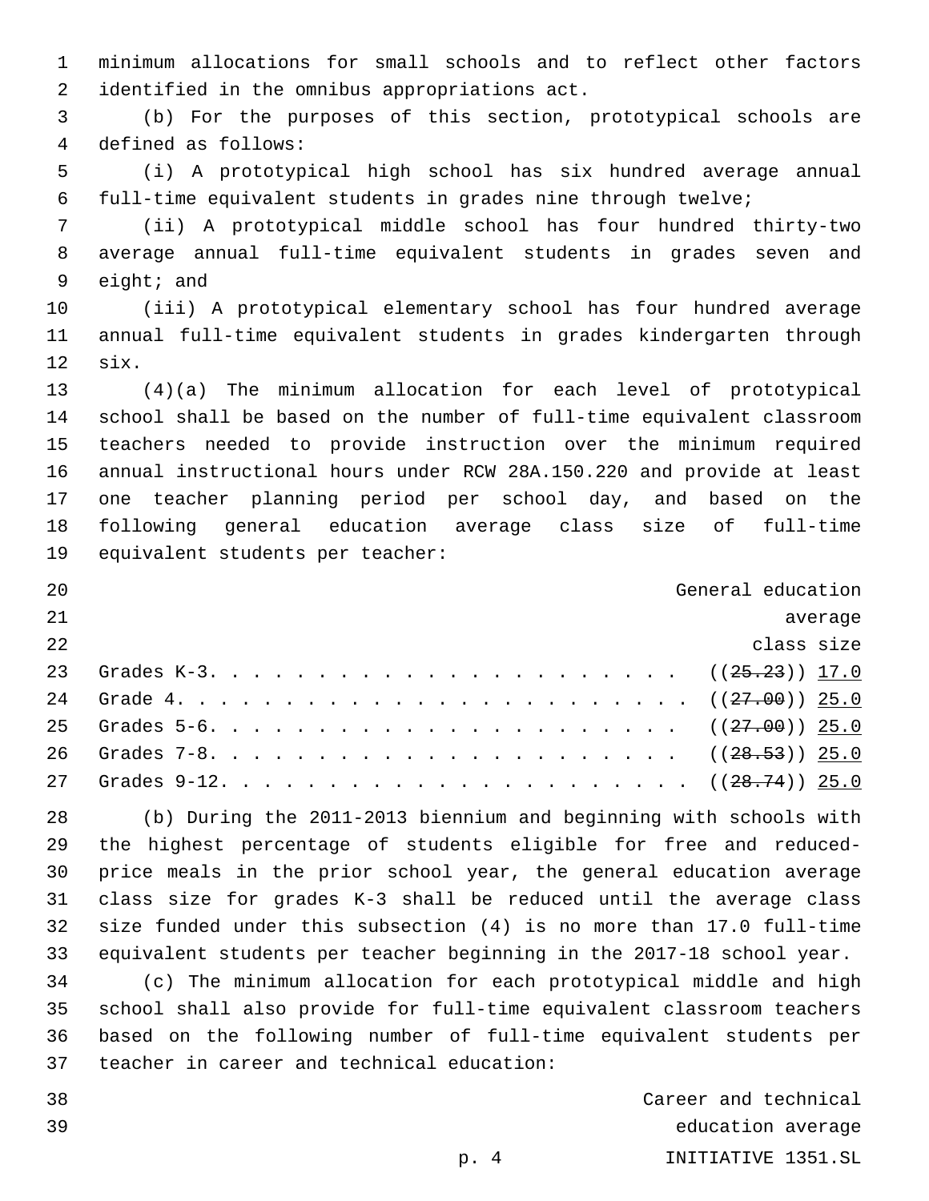minimum allocations for small schools and to reflect other factors identified in the omnibus appropriations act.

(b) For the purposes of this section, prototypical schools are defined as follows:

(i) A prototypical high school has six hundred average annual full-time equivalent students in grades nine through twelve;

(ii) A prototypical middle school has four hundred thirty-two average annual full-time equivalent students in grades seven and eight; and

(iii) A prototypical elementary school has four hundred average annual full-time equivalent students in grades kindergarten through six.

(4)(a) The minimum allocation for each level of prototypical school shall be based on the number of full-time equivalent classroom teachers needed to provide instruction over the minimum required annual instructional hours under RCW 28A.150.220 and provide at least one teacher planning period per school day, and based on the following general education average class size of full-time equivalent students per teacher:

| | General education average class size |
|---|---|
| Grades K-3. . . . . . . . . . . . . . . . . . . . . . . . | ((~~25.23~~)) <u>17.0</u> |
| Grade 4. . . . . . . . . . . . . . . . . . . . . . . . . . | ((~~27.00~~)) <u>25.0</u> |
| Grades 5-6. . . . . . . . . . . . . . . . . . . . . . . . | ((~~27.00~~)) <u>25.0</u> |
| Grades 7-8. . . . . . . . . . . . . . . . . . . . . . . . | ((~~28.53~~)) <u>25.0</u> |
| Grades 9-12. . . . . . . . . . . . . . . . . . . . . . . . | ((~~28.74~~)) <u>25.0</u> |

(b) During the 2011-2013 biennium and beginning with schools with the highest percentage of students eligible for free and reduced-price meals in the prior school year, the general education average class size for grades K-3 shall be reduced until the average class size funded under this subsection (4) is no more than 17.0 full-time equivalent students per teacher beginning in the 2017-18 school year.

(c) The minimum allocation for each prototypical middle and high school shall also provide for full-time equivalent classroom teachers based on the following number of full-time equivalent students per teacher in career and technical education:

Career and technical education average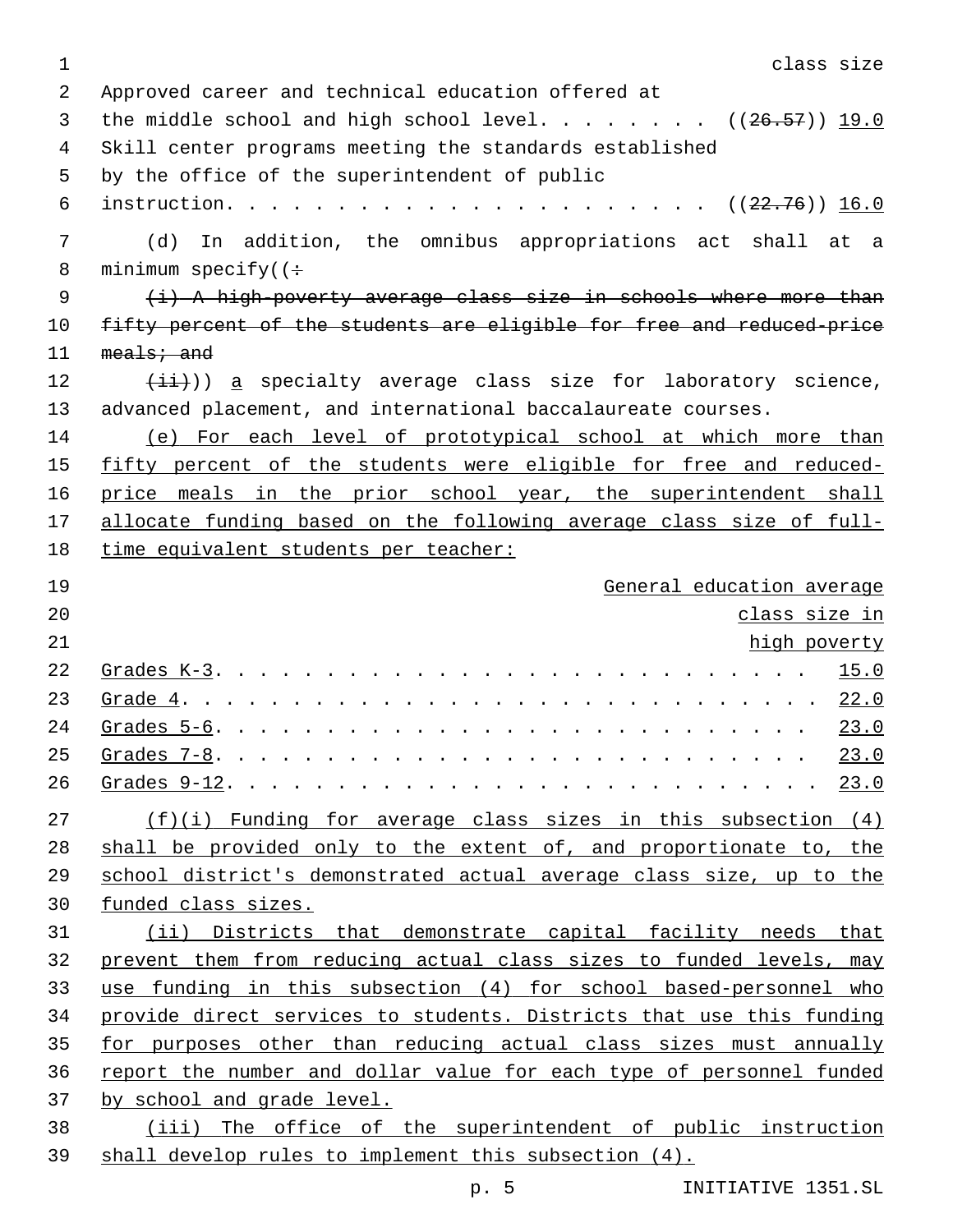| | class size |
|---|---|
| Approved career and technical education offered at the middle school and high school level. . . . . . . . | ((~~26.57~~)) <u>19.0</u> |
| Skill center programs meeting the standards established by the office of the superintendent of public instruction. . . . . . . . . . . . . . . . . . . . . . | ((~~22.76~~)) <u>16.0</u> |

(d) In addition, the omnibus appropriations act shall at a minimum specify((~~:~~

~~(i) A high-poverty average class size in schools where more than fifty percent of the students are eligible for free and reduced-price meals; and~~

~~(ii)~~)) <u>a</u> specialty average class size for laboratory science, advanced placement, and international baccalaureate courses.

<u>(e) For each level of prototypical school at which more than fifty percent of the students were eligible for free and reduced-price meals in the prior school year, the superintendent shall allocate funding based on the following average class size of full-time equivalent students per teacher:</u>

| | <u>General education average class size in high poverty</u> |
|---|---|
| <u>Grades K-3</u>. . . . . . . . . . . . . . . . . . . . . . . . . . . . . | <u>15.0</u> |
| <u>Grade 4</u>. . . . . . . . . . . . . . . . . . . . . . . . . . . . . . | <u>22.0</u> |
| <u>Grades 5-6</u>. . . . . . . . . . . . . . . . . . . . . . . . . . . . . | <u>23.0</u> |
| <u>Grades 7-8</u>. . . . . . . . . . . . . . . . . . . . . . . . . . . . . | <u>23.0</u> |
| <u>Grades 9-12</u>. . . . . . . . . . . . . . . . . . . . . . . . . . . . | <u>23.0</u> |

<u>(f)(i) Funding for average class sizes in this subsection (4) shall be provided only to the extent of, and proportionate to, the school district's demonstrated actual average class size, up to the funded class sizes.</u>

<u>(ii) Districts that demonstrate capital facility needs that prevent them from reducing actual class sizes to funded levels, may use funding in this subsection (4) for school based-personnel who provide direct services to students. Districts that use this funding for purposes other than reducing actual class sizes must annually report the number and dollar value for each type of personnel funded by school and grade level.</u>

<u>(iii) The office of the superintendent of public instruction shall develop rules to implement this subsection (4).</u>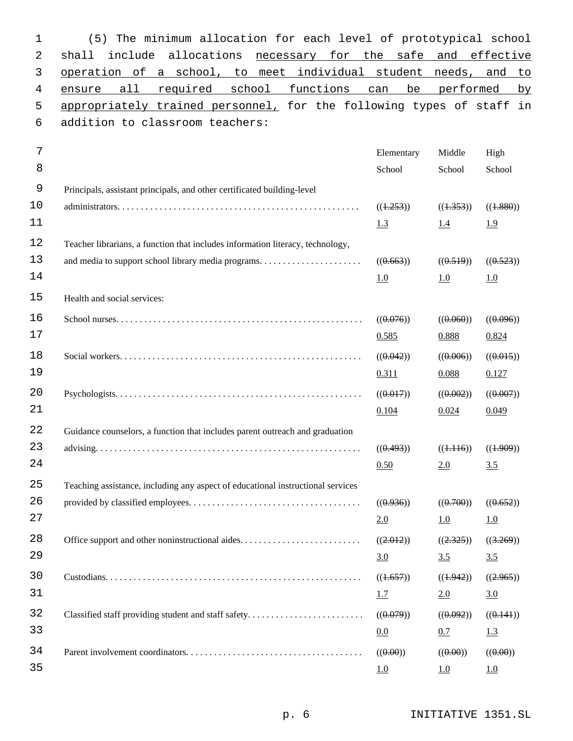(5) The minimum allocation for each level of prototypical school shall include allocations necessary for the safe and effective operation of a school, to meet individual student needs, and to ensure all required school functions can be performed by appropriately trained personnel, for the following types of staff in addition to classroom teachers:

| | Elementary School | Middle School | High School |
|---|---|---|---|
| Principals, assistant principals, and other certificated building-level administrators | ((1.253)) 1.3 | ((1.353)) 1.4 | ((1.880)) 1.9 |
| Teacher librarians, a function that includes information literacy, technology, and media to support school library media programs | ((0.663)) 1.0 | ((0.519)) 1.0 | ((0.523)) 1.0 |
| Health and social services: | | | |
| School nurses | ((0.076)) 0.585 | ((0.060)) 0.888 | ((0.096)) 0.824 |
| Social workers | ((0.042)) 0.311 | ((0.006)) 0.088 | ((0.015)) 0.127 |
| Psychologists | ((0.017)) 0.104 | ((0.002)) 0.024 | ((0.007)) 0.049 |
| Guidance counselors, a function that includes parent outreach and graduation advising | ((0.493)) 0.50 | ((1.116)) 2.0 | ((1.909)) 3.5 |
| Teaching assistance, including any aspect of educational instructional services provided by classified employees | ((0.936)) 2.0 | ((0.700)) 1.0 | ((0.652)) 1.0 |
| Office support and other noninstructional aides | ((2.012)) 3.0 | ((2.325)) 3.5 | ((3.269)) 3.5 |
| Custodians | ((1.657)) 1.7 | ((1.942)) 2.0 | ((2.965)) 3.0 |
| Classified staff providing student and staff safety | ((0.079)) 0.0 | ((0.092)) 0.7 | ((0.141)) 1.3 |
| Parent involvement coordinators | ((0.00)) 1.0 | ((0.00)) 1.0 | ((0.00)) 1.0 |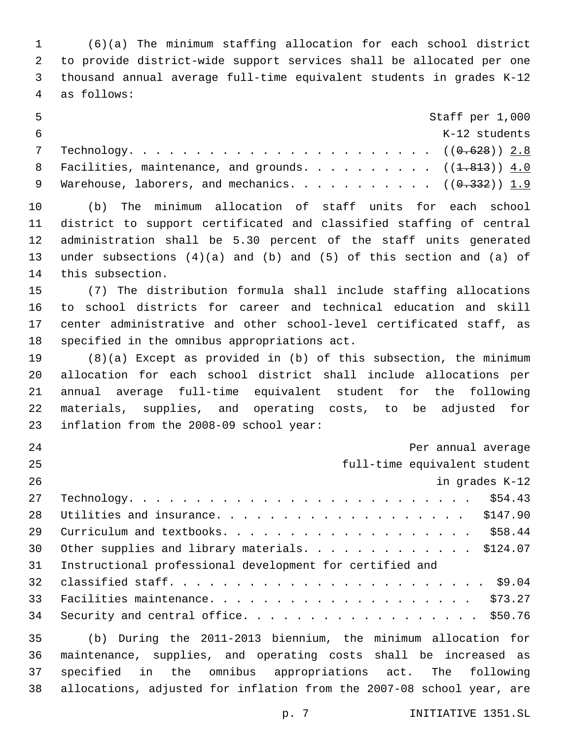(6)(a) The minimum staffing allocation for each school district to provide district-wide support services shall be allocated per one thousand annual average full-time equivalent students in grades K-12 as follows:

| | Staff per 1,000 K-12 students |
|---|---|
| Technology | ((~~0.628~~)) <u>2.8</u> |
| Facilities, maintenance, and grounds | ((~~1.813~~)) <u>4.0</u> |
| Warehouse, laborers, and mechanics | ((~~0.332~~)) <u>1.9</u> |

(b) The minimum allocation of staff units for each school district to support certificated and classified staffing of central administration shall be 5.30 percent of the staff units generated under subsections (4)(a) and (b) and (5) of this section and (a) of this subsection.

(7) The distribution formula shall include staffing allocations to school districts for career and technical education and skill center administrative and other school-level certificated staff, as specified in the omnibus appropriations act.

(8)(a) Except as provided in (b) of this subsection, the minimum allocation for each school district shall include allocations per annual average full-time equivalent student for the following materials, supplies, and operating costs, to be adjusted for inflation from the 2008-09 school year:

| | Per annual average full-time equivalent student in grades K-12 |
|---|---|
| Technology | $54.43 |
| Utilities and insurance | $147.90 |
| Curriculum and textbooks | $58.44 |
| Other supplies and library materials | $124.07 |
| Instructional professional development for certified and classified staff | $9.04 |
| Facilities maintenance | $73.27 |
| Security and central office | $50.76 |

(b) During the 2011-2013 biennium, the minimum allocation for maintenance, supplies, and operating costs shall be increased as specified in the omnibus appropriations act. The following allocations, adjusted for inflation from the 2007-08 school year, are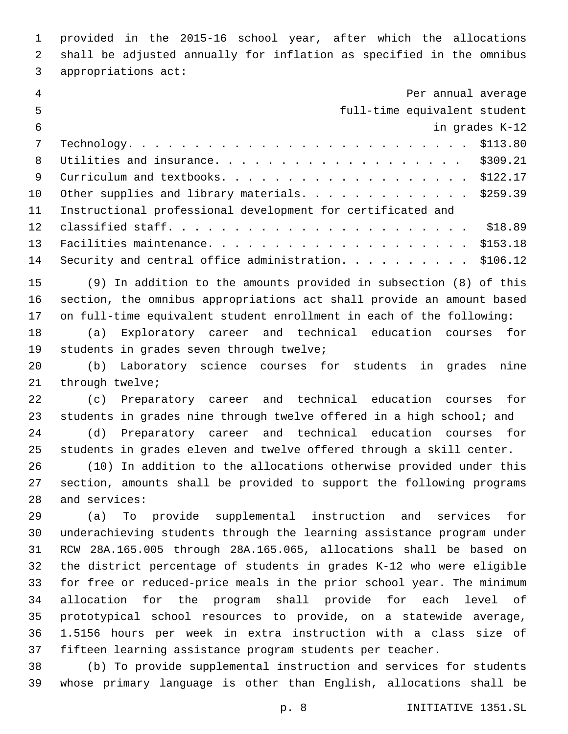provided in the 2015-16 school year, after which the allocations shall be adjusted annually for inflation as specified in the omnibus appropriations act:

| | Per annual average full-time equivalent student in grades K-12 |
|---|---|
| Technology | $113.80 |
| Utilities and insurance | $309.21 |
| Curriculum and textbooks | $122.17 |
| Other supplies and library materials | $259.39 |
| Instructional professional development for certificated and classified staff | $18.89 |
| Facilities maintenance | $153.18 |
| Security and central office administration | $106.12 |

(9) In addition to the amounts provided in subsection (8) of this section, the omnibus appropriations act shall provide an amount based on full-time equivalent student enrollment in each of the following:

(a) Exploratory career and technical education courses for students in grades seven through twelve;

(b) Laboratory science courses for students in grades nine through twelve;

(c) Preparatory career and technical education courses for students in grades nine through twelve offered in a high school; and

(d) Preparatory career and technical education courses for students in grades eleven and twelve offered through a skill center.

(10) In addition to the allocations otherwise provided under this section, amounts shall be provided to support the following programs and services:

(a) To provide supplemental instruction and services for underachieving students through the learning assistance program under RCW 28A.165.005 through 28A.165.065, allocations shall be based on the district percentage of students in grades K-12 who were eligible for free or reduced-price meals in the prior school year. The minimum allocation for the program shall provide for each level of prototypical school resources to provide, on a statewide average, 1.5156 hours per week in extra instruction with a class size of fifteen learning assistance program students per teacher.

(b) To provide supplemental instruction and services for students whose primary language is other than English, allocations shall be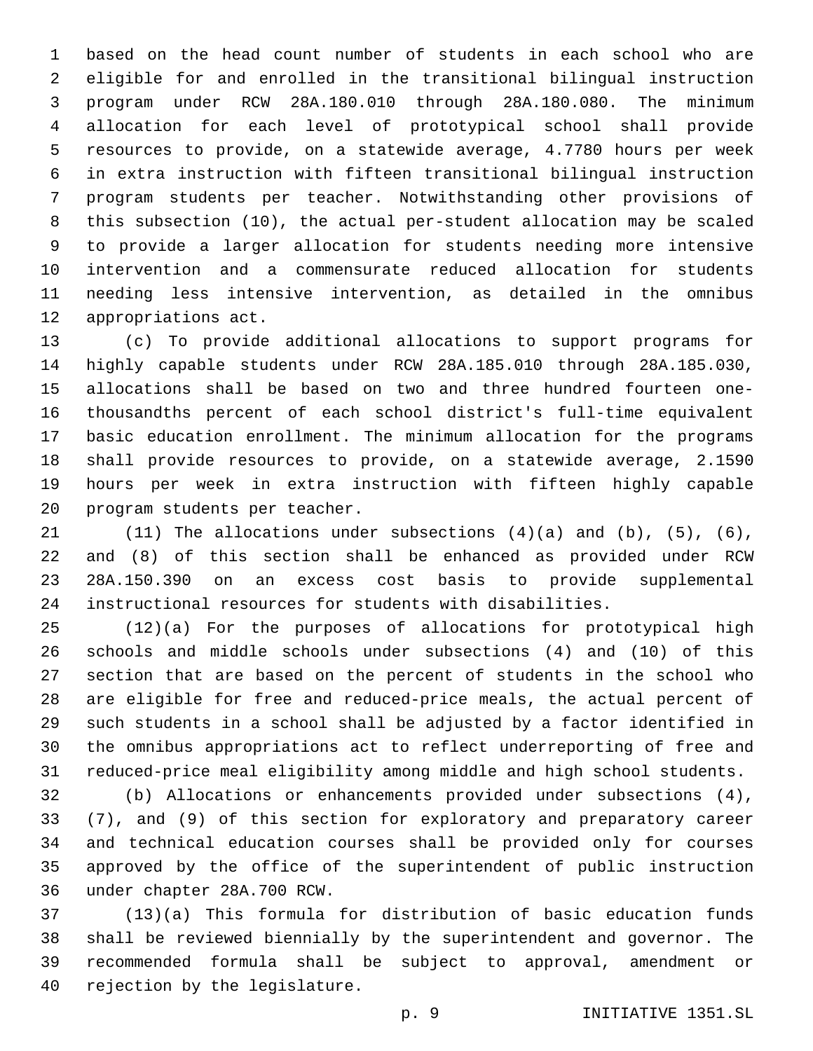based on the head count number of students in each school who are eligible for and enrolled in the transitional bilingual instruction program under RCW 28A.180.010 through 28A.180.080. The minimum allocation for each level of prototypical school shall provide resources to provide, on a statewide average, 4.7780 hours per week in extra instruction with fifteen transitional bilingual instruction program students per teacher. Notwithstanding other provisions of this subsection (10), the actual per-student allocation may be scaled to provide a larger allocation for students needing more intensive intervention and a commensurate reduced allocation for students needing less intensive intervention, as detailed in the omnibus appropriations act.

(c) To provide additional allocations to support programs for highly capable students under RCW 28A.185.010 through 28A.185.030, allocations shall be based on two and three hundred fourteen one-thousandths percent of each school district's full-time equivalent basic education enrollment. The minimum allocation for the programs shall provide resources to provide, on a statewide average, 2.1590 hours per week in extra instruction with fifteen highly capable program students per teacher.

(11) The allocations under subsections (4)(a) and (b), (5), (6), and (8) of this section shall be enhanced as provided under RCW 28A.150.390 on an excess cost basis to provide supplemental instructional resources for students with disabilities.

(12)(a) For the purposes of allocations for prototypical high schools and middle schools under subsections (4) and (10) of this section that are based on the percent of students in the school who are eligible for free and reduced-price meals, the actual percent of such students in a school shall be adjusted by a factor identified in the omnibus appropriations act to reflect underreporting of free and reduced-price meal eligibility among middle and high school students.

(b) Allocations or enhancements provided under subsections (4), (7), and (9) of this section for exploratory and preparatory career and technical education courses shall be provided only for courses approved by the office of the superintendent of public instruction under chapter 28A.700 RCW.

(13)(a) This formula for distribution of basic education funds shall be reviewed biennially by the superintendent and governor. The recommended formula shall be subject to approval, amendment or rejection by the legislature.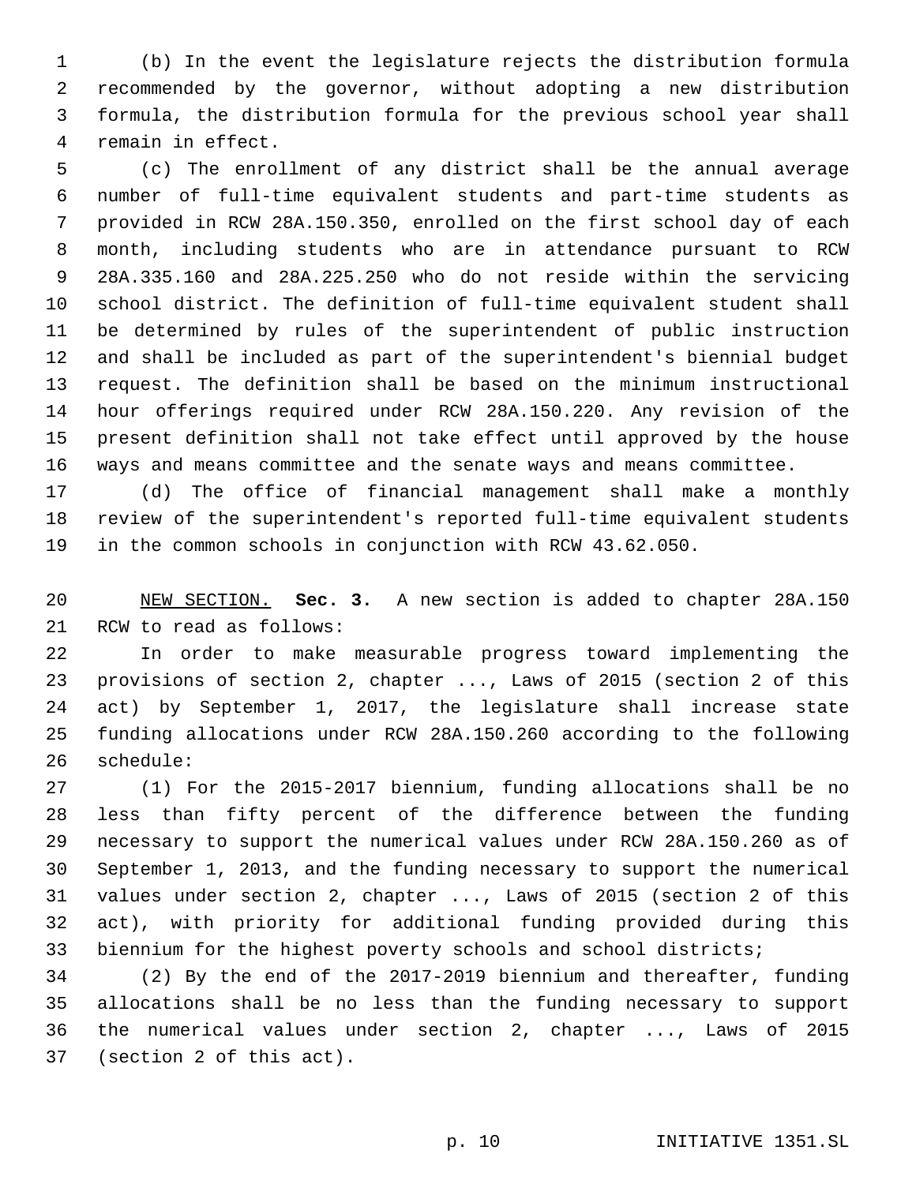(b) In the event the legislature rejects the distribution formula recommended by the governor, without adopting a new distribution formula, the distribution formula for the previous school year shall remain in effect.

(c) The enrollment of any district shall be the annual average number of full-time equivalent students and part-time students as provided in RCW 28A.150.350, enrolled on the first school day of each month, including students who are in attendance pursuant to RCW 28A.335.160 and 28A.225.250 who do not reside within the servicing school district. The definition of full-time equivalent student shall be determined by rules of the superintendent of public instruction and shall be included as part of the superintendent's biennial budget request. The definition shall be based on the minimum instructional hour offerings required under RCW 28A.150.220. Any revision of the present definition shall not take effect until approved by the house ways and means committee and the senate ways and means committee.

(d) The office of financial management shall make a monthly review of the superintendent's reported full-time equivalent students in the common schools in conjunction with RCW 43.62.050.

NEW SECTION. **Sec. 3.** A new section is added to chapter 28A.150 RCW to read as follows:

In order to make measurable progress toward implementing the provisions of section 2, chapter ..., Laws of 2015 (section 2 of this act) by September 1, 2017, the legislature shall increase state funding allocations under RCW 28A.150.260 according to the following schedule:

(1) For the 2015-2017 biennium, funding allocations shall be no less than fifty percent of the difference between the funding necessary to support the numerical values under RCW 28A.150.260 as of September 1, 2013, and the funding necessary to support the numerical values under section 2, chapter ..., Laws of 2015 (section 2 of this act), with priority for additional funding provided during this biennium for the highest poverty schools and school districts;

(2) By the end of the 2017-2019 biennium and thereafter, funding allocations shall be no less than the funding necessary to support the numerical values under section 2, chapter ..., Laws of 2015 (section 2 of this act).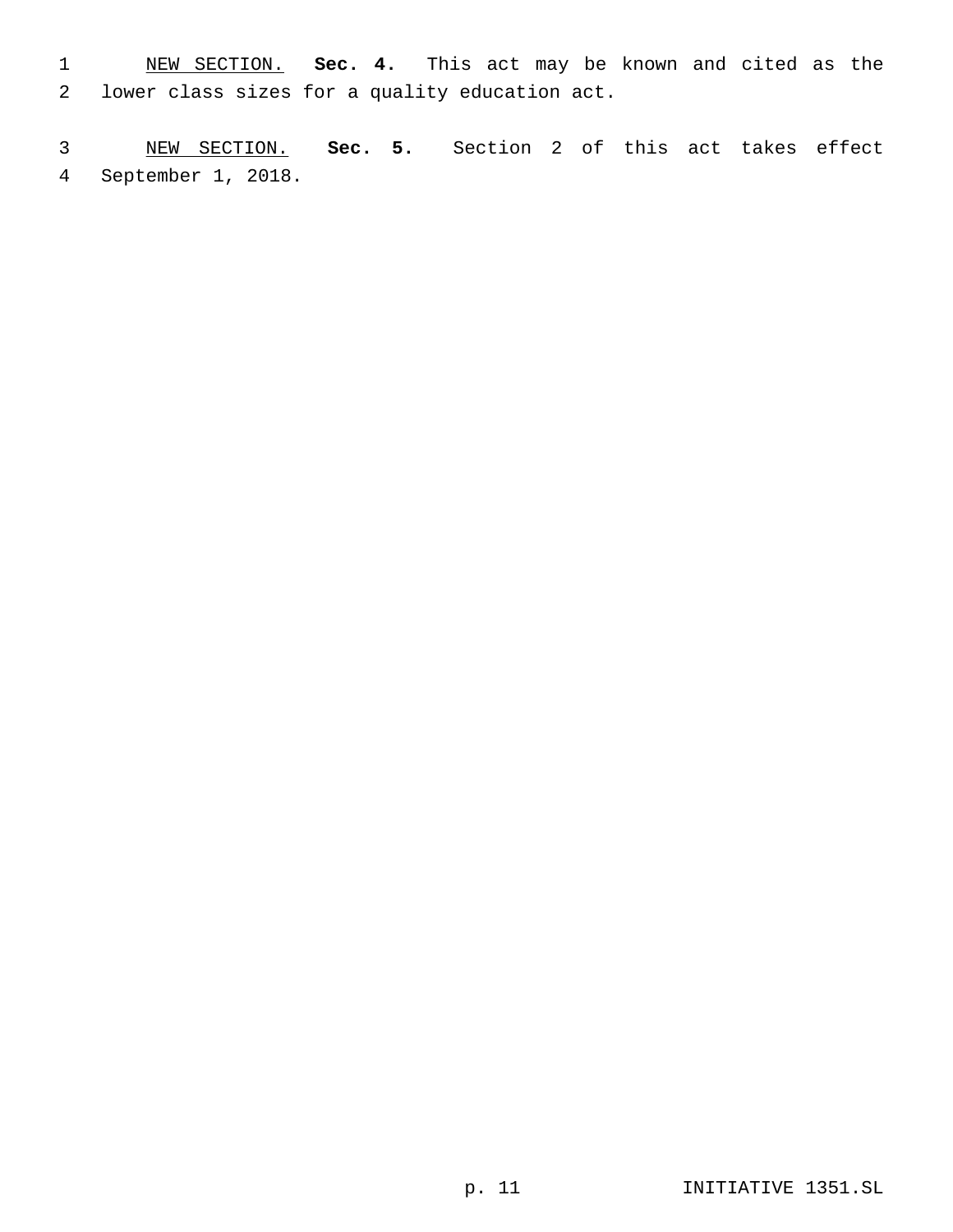NEW SECTION. **Sec. 4.** This act may be known and cited as the lower class sizes for a quality education act.

NEW SECTION. **Sec. 5.** Section 2 of this act takes effect September 1, 2018.